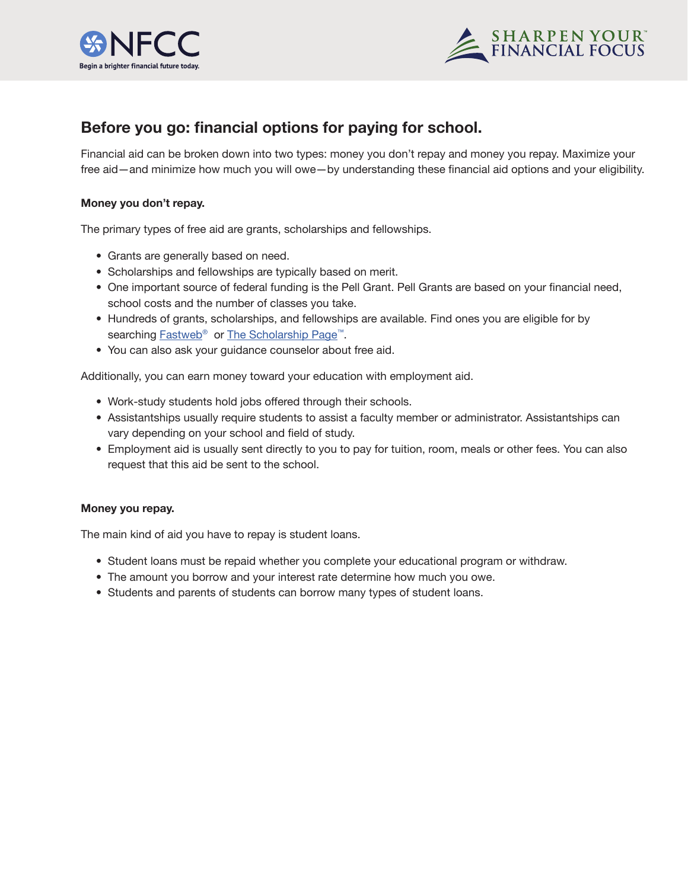# Before you go: financial options for paying for school.

Financial aid can be broken down into two types: money you don't repay and money you repay. Maximize your free aid—and minimize how much you will owe—by understanding these financial aid options and your eligibility.

**Money you don't repay.**

The primary types of free aid are grants, scholarships and fellowships.

- Grants are generally based on need.
- Scholarships and fellowships are typically based on merit.
- One important source of federal funding is the Pell Grant. Pell Grants are based on your financial need, school costs and the number of classes you take.
- Hundreds of grants, scholarships, and fellowships are available. Find ones you are eligible for by searching Fastweb® or The Scholarship Page™.
- You can also ask your guidance counselor about free aid.

Additionally, you can earn money toward your education with employment aid.

- Work-study students hold jobs offered through their schools.
- Assistantships usually require students to assist a faculty member or administrator. Assistantships can vary depending on your school and field of study.
- Employment aid is usually sent directly to you to pay for tuition, room, meals or other fees. You can also request that this aid be sent to the school.

**Money you repay.**

The main kind of aid you have to repay is student loans.

- Student loans must be repaid whether you complete your educational program or withdraw.
- The amount you borrow and your interest rate determine how much you owe.
- Students and parents of students can borrow many types of student loans.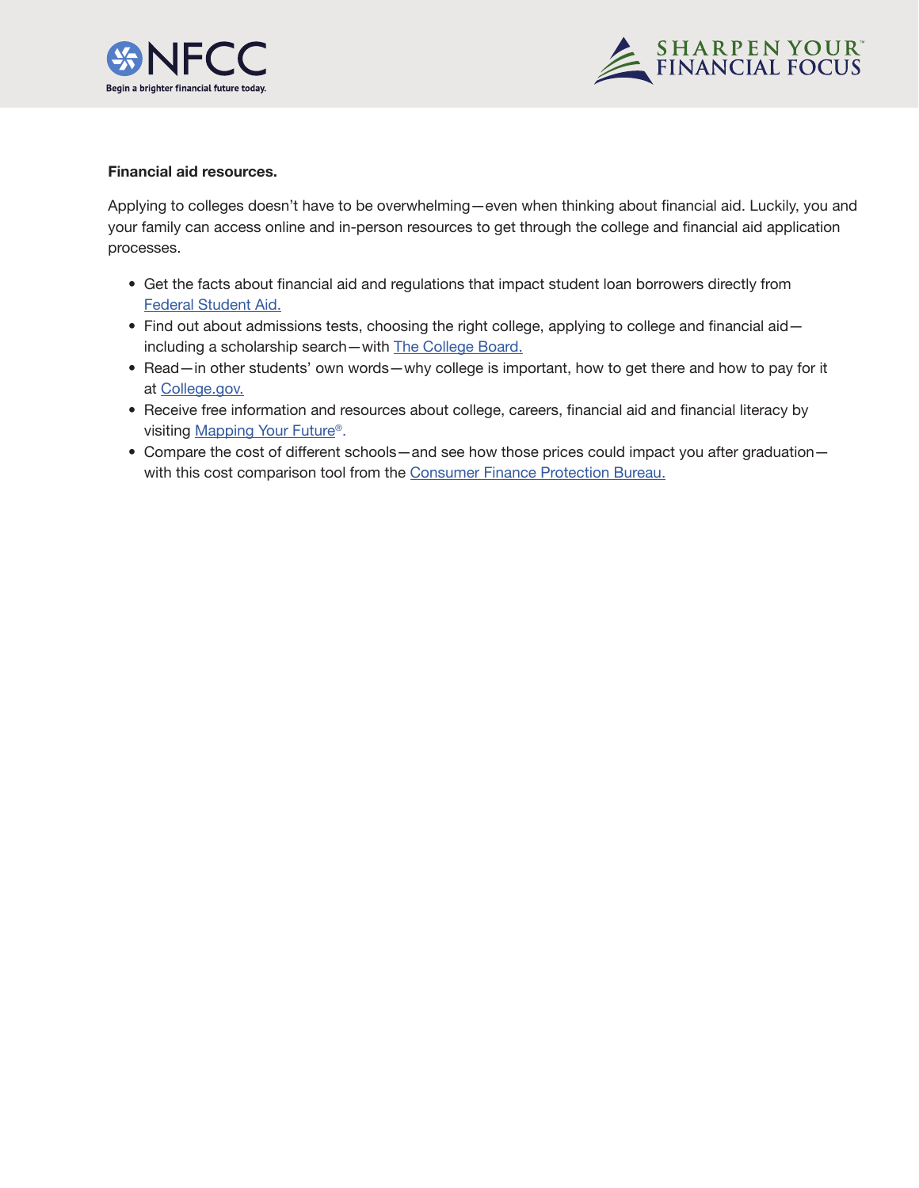**Financial aid resources.**

Applying to colleges doesn't have to be overwhelming—even when thinking about financial aid. Luckily, you and your family can access online and in-person resources to get through the college and financial aid application processes.

- Get the facts about financial aid and regulations that impact student loan borrowers directly from Federal Student Aid.
- Find out about admissions tests, choosing the right college, applying to college and financial aid—including a scholarship search—with The College Board.
- Read—in other students' own words—why college is important, how to get there and how to pay for it at College.gov.
- Receive free information and resources about college, careers, financial aid and financial literacy by visiting Mapping Your Future®.
- Compare the cost of different schools—and see how those prices could impact you after graduation—with this cost comparison tool from the Consumer Finance Protection Bureau.